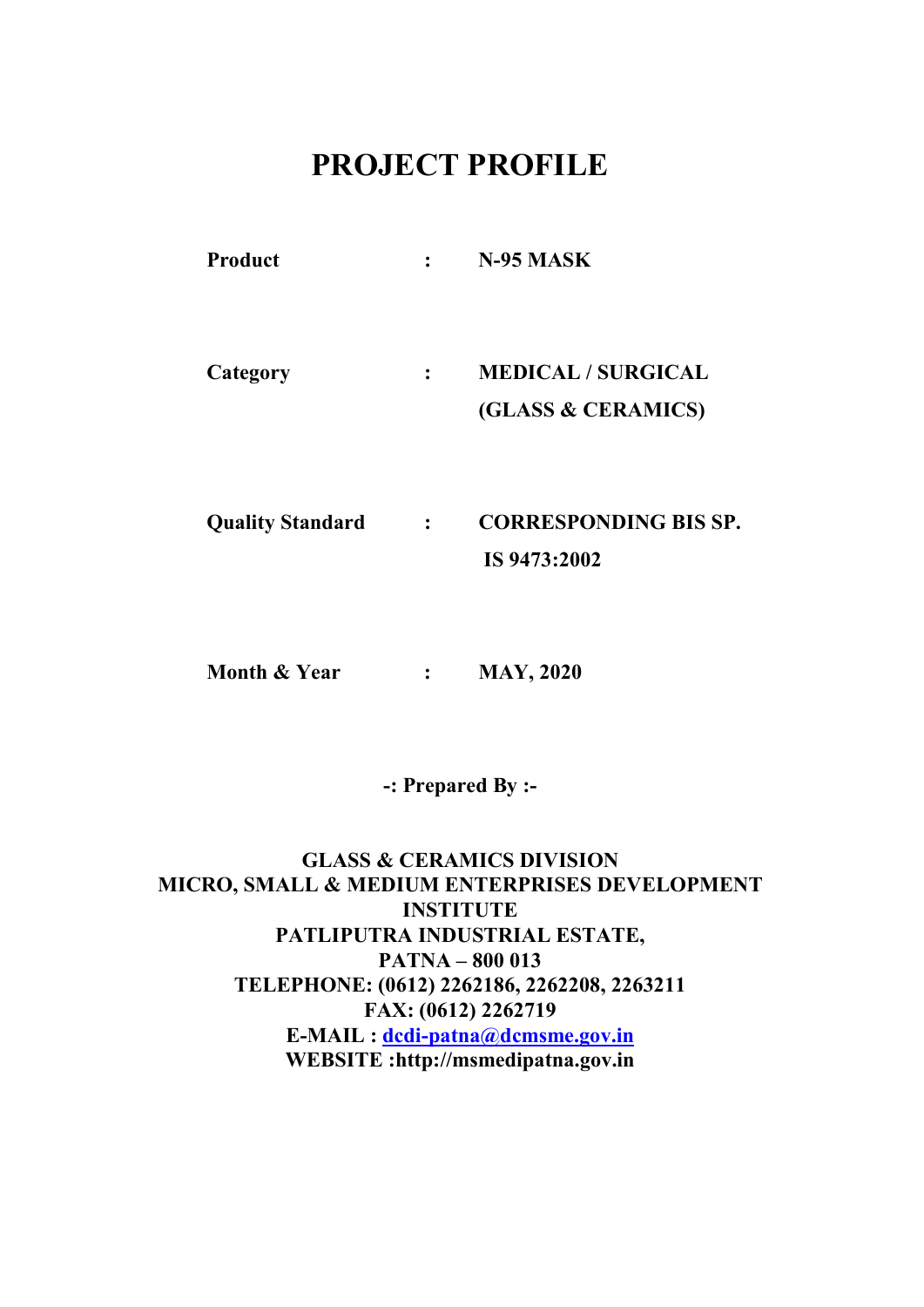# PROJECT PROFILE

| | | |
|---|---|---|
| **Product** | **:** | **N-95 MASK** |
| **Category** | **:** | **MEDICAL / SURGICAL (GLASS & CERAMICS)** |
| **Quality Standard** | **:** | **CORRESPONDING BIS SP. IS 9473:2002** |
| **Month & Year** | **:** | **MAY, 2020** |

**-: Prepared By :-**

**GLASS & CERAMICS DIVISION**
**MICRO, SMALL & MEDIUM ENTERPRISES DEVELOPMENT INSTITUTE**
**PATLIPUTRA INDUSTRIAL ESTATE,**
**PATNA – 800 013**
**TELEPHONE: (0612) 2262186, 2262208, 2263211**
**FAX: (0612) 2262719**
**E-MAIL : dcdi-patna@dcmsme.gov.in**
**WEBSITE :http://msmedipatna.gov.in**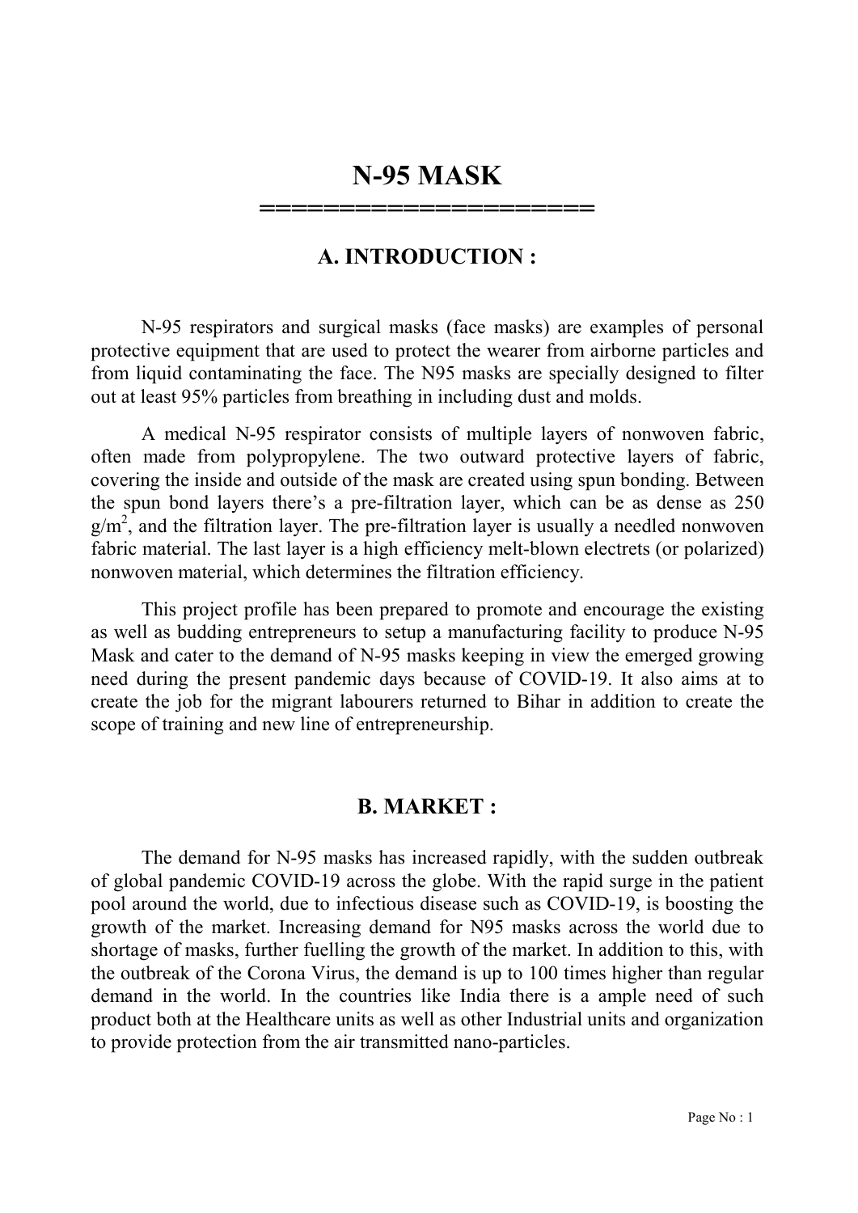# N-95 MASK

## A. INTRODUCTION :

N-95 respirators and surgical masks (face masks) are examples of personal protective equipment that are used to protect the wearer from airborne particles and from liquid contaminating the face. The N95 masks are specially designed to filter out at least 95% particles from breathing in including dust and molds.

A medical N-95 respirator consists of multiple layers of nonwoven fabric, often made from polypropylene. The two outward protective layers of fabric, covering the inside and outside of the mask are created using spun bonding. Between the spun bond layers there's a pre-filtration layer, which can be as dense as 250 $g/m^2$, and the filtration layer. The pre-filtration layer is usually a needled nonwoven fabric material. The last layer is a high efficiency melt-blown electrets (or polarized) nonwoven material, which determines the filtration efficiency.

This project profile has been prepared to promote and encourage the existing as well as budding entrepreneurs to setup a manufacturing facility to produce N-95 Mask and cater to the demand of N-95 masks keeping in view the emerged growing need during the present pandemic days because of COVID-19. It also aims at to create the job for the migrant labourers returned to Bihar in addition to create the scope of training and new line of entrepreneurship.

## B. MARKET :

The demand for N-95 masks has increased rapidly, with the sudden outbreak of global pandemic COVID-19 across the globe. With the rapid surge in the patient pool around the world, due to infectious disease such as COVID-19, is boosting the growth of the market. Increasing demand for N95 masks across the world due to shortage of masks, further fuelling the growth of the market. In addition to this, with the outbreak of the Corona Virus, the demand is up to 100 times higher than regular demand in the world. In the countries like India there is a ample need of such product both at the Healthcare units as well as other Industrial units and organization to provide protection from the air transmitted nano-particles.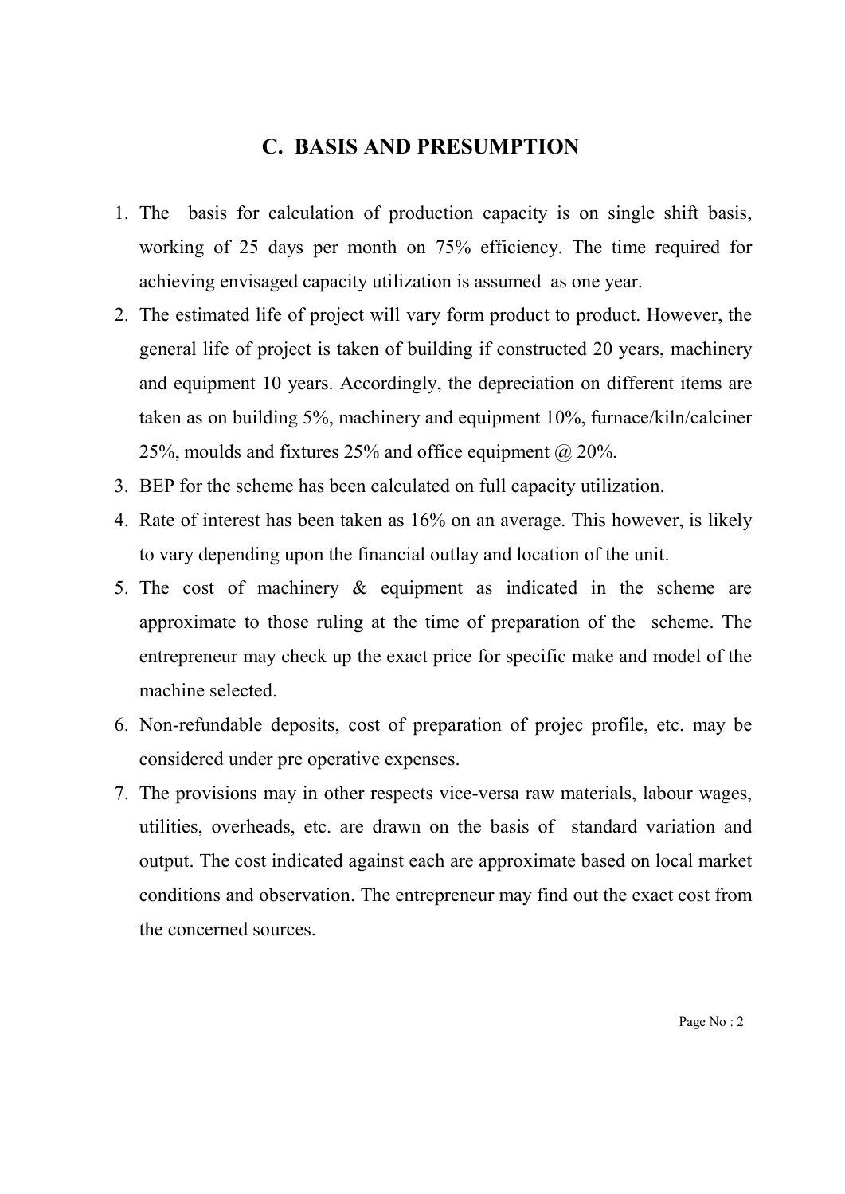## C. BASIS AND PRESUMPTION

1. The basis for calculation of production capacity is on single shift basis, working of 25 days per month on 75% efficiency. The time required for achieving envisaged capacity utilization is assumed as one year.
2. The estimated life of project will vary form product to product. However, the general life of project is taken of building if constructed 20 years, machinery and equipment 10 years. Accordingly, the depreciation on different items are taken as on building 5%, machinery and equipment 10%, furnace/kiln/calciner 25%, moulds and fixtures 25% and office equipment @ 20%.
3. BEP for the scheme has been calculated on full capacity utilization.
4. Rate of interest has been taken as 16% on an average. This however, is likely to vary depending upon the financial outlay and location of the unit.
5. The cost of machinery & equipment as indicated in the scheme are approximate to those ruling at the time of preparation of the scheme. The entrepreneur may check up the exact price for specific make and model of the machine selected.
6. Non-refundable deposits, cost of preparation of projec profile, etc. may be considered under pre operative expenses.
7. The provisions may in other respects vice-versa raw materials, labour wages, utilities, overheads, etc. are drawn on the basis of standard variation and output. The cost indicated against each are approximate based on local market conditions and observation. The entrepreneur may find out the exact cost from the concerned sources.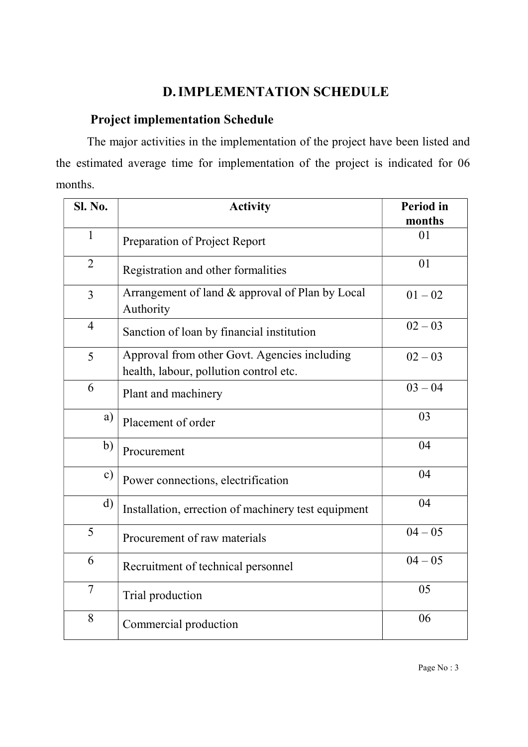## D. IMPLEMENTATION SCHEDULE

### Project implementation Schedule

The major activities in the implementation of the project have been listed and the estimated average time for implementation of the project is indicated for 06 months.

| Sl. No. | Activity | Period in months |
|---|---|---|
| 1 | Preparation of Project Report | 01 |
| 2 | Registration and other formalities | 01 |
| 3 | Arrangement of land & approval of Plan by Local Authority | 01 – 02 |
| 4 | Sanction of loan by financial institution | 02 – 03 |
| 5 | Approval from other Govt. Agencies including health, labour, pollution control etc. | 02 – 03 |
| 6 | Plant and machinery | 03 – 04 |
| a) | Placement of order | 03 |
| b) | Procurement | 04 |
| c) | Power connections, electrification | 04 |
| d) | Installation, errection of machinery test equipment | 04 |
| 5 | Procurement of raw materials | 04 – 05 |
| 6 | Recruitment of technical personnel | 04 – 05 |
| 7 | Trial production | 05 |
| 8 | Commercial production | 06 |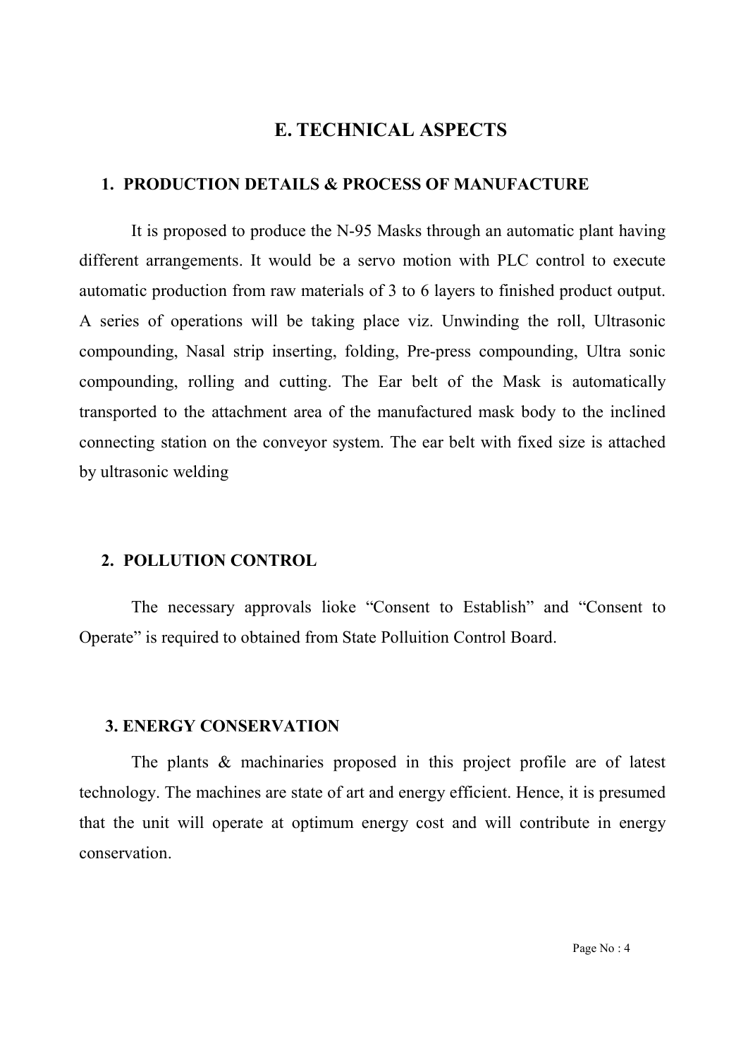# E. TECHNICAL ASPECTS

## 1. PRODUCTION DETAILS & PROCESS OF MANUFACTURE

It is proposed to produce the N-95 Masks through an automatic plant having different arrangements. It would be a servo motion with PLC control to execute automatic production from raw materials of 3 to 6 layers to finished product output. A series of operations will be taking place viz. Unwinding the roll, Ultrasonic compounding, Nasal strip inserting, folding, Pre-press compounding, Ultra sonic compounding, rolling and cutting. The Ear belt of the Mask is automatically transported to the attachment area of the manufactured mask body to the inclined connecting station on the conveyor system. The ear belt with fixed size is attached by ultrasonic welding

## 2. POLLUTION CONTROL

The necessary approvals lioke "Consent to Establish" and "Consent to Operate" is required to obtained from State Polluition Control Board.

## 3. ENERGY CONSERVATION

The plants & machinaries proposed in this project profile are of latest technology. The machines are state of art and energy efficient. Hence, it is presumed that the unit will operate at optimum energy cost and will contribute in energy conservation.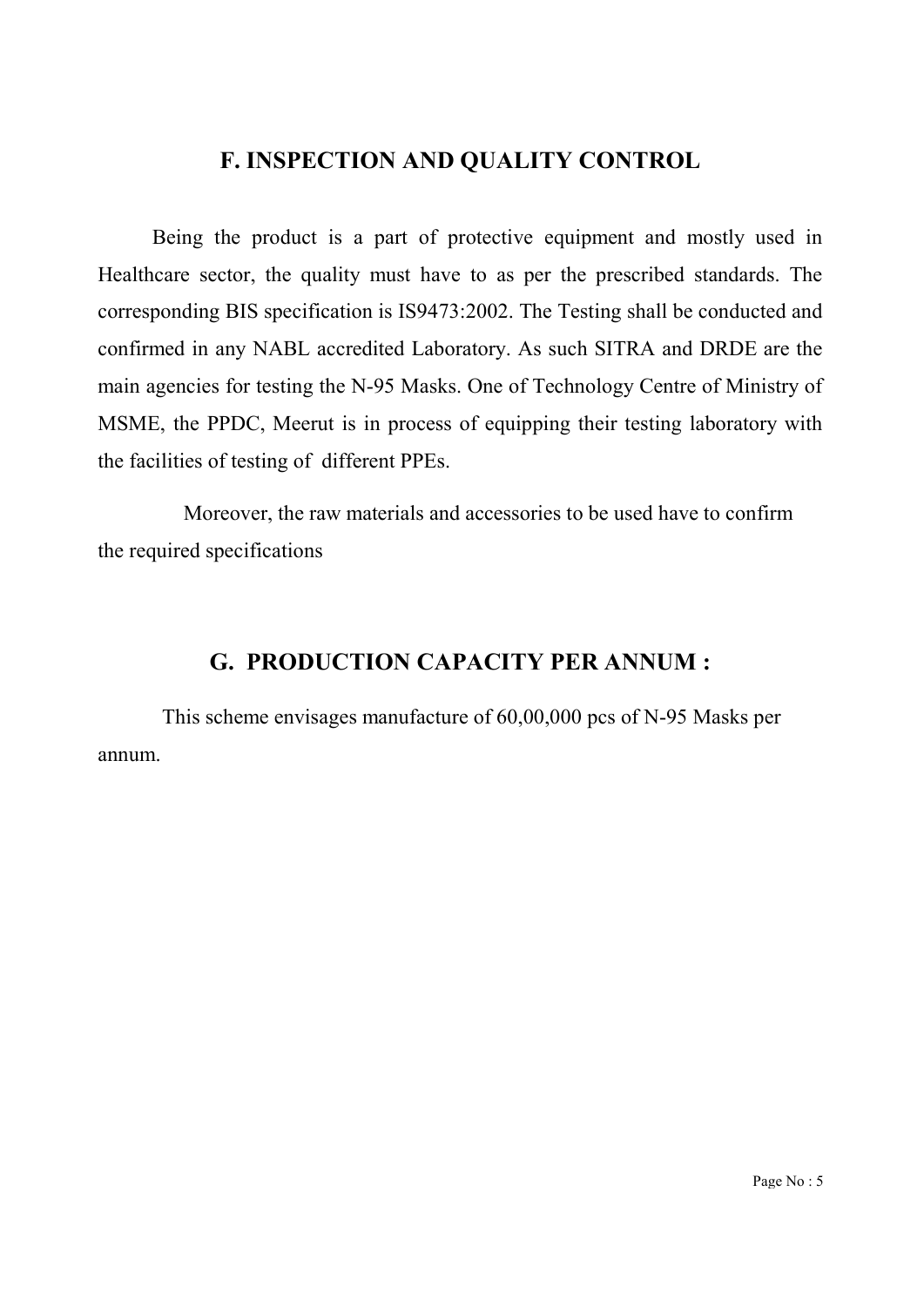## F. INSPECTION AND QUALITY CONTROL

Being the product is a part of protective equipment and mostly used in Healthcare sector, the quality must have to as per the prescribed standards. The corresponding BIS specification is IS9473:2002. The Testing shall be conducted and confirmed in any NABL accredited Laboratory. As such SITRA and DRDE are the main agencies for testing the N-95 Masks. One of Technology Centre of Ministry of MSME, the PPDC, Meerut is in process of equipping their testing laboratory with the facilities of testing of different PPEs.

Moreover, the raw materials and accessories to be used have to confirm the required specifications

## G. PRODUCTION CAPACITY PER ANNUM :

This scheme envisages manufacture of 60,00,000 pcs of N-95 Masks per annum.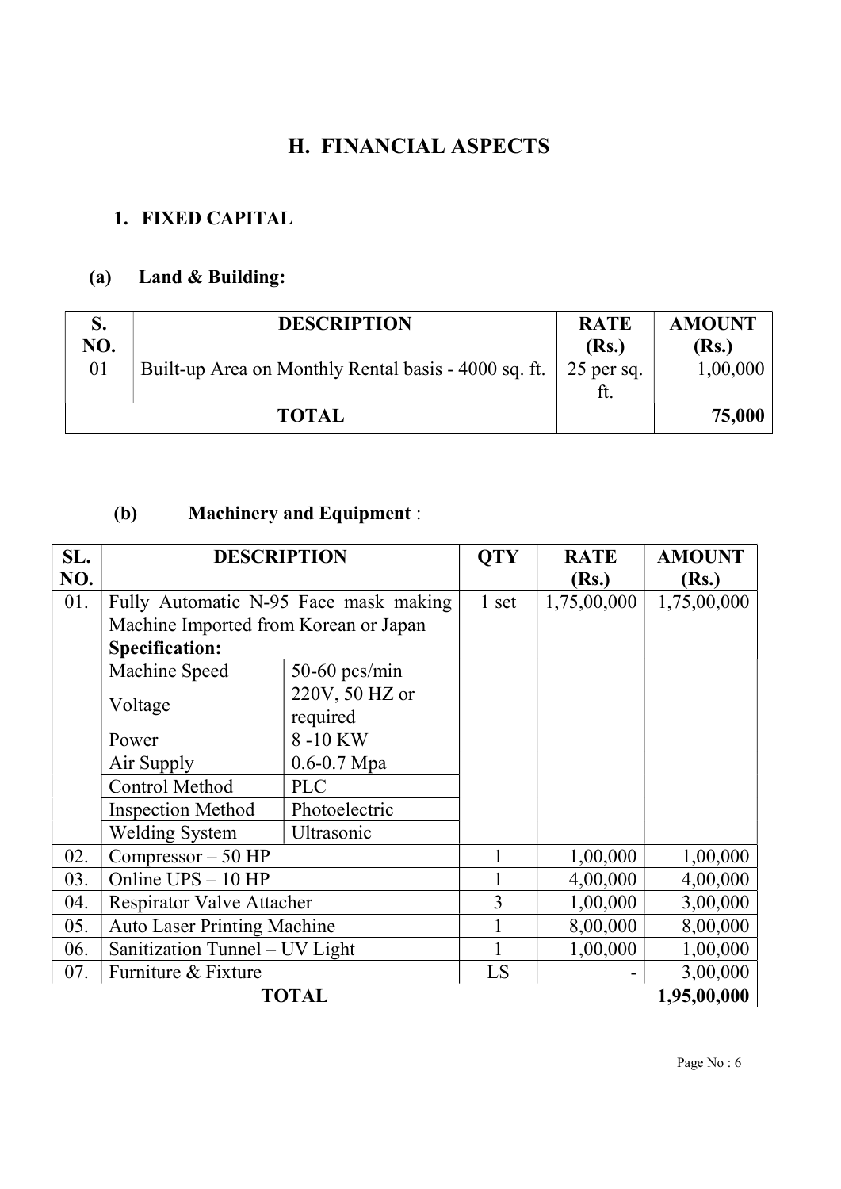# H. FINANCIAL ASPECTS

## 1. FIXED CAPITAL

### (a) Land & Building:

| S. NO. | DESCRIPTION | RATE (Rs.) | AMOUNT (Rs.) |
|---|---|---|---|
| 01 | Built-up Area on Monthly Rental basis - 4000 sq. ft. | 25 per sq. ft. | 1,00,000 |
| **TOTAL** | | | **75,000** |

### (b) Machinery and Equipment :

| SL. NO. | DESCRIPTION | | QTY | RATE (Rs.) | AMOUNT (Rs.) |
|---|---|---|---|---|---|
| 01. | Fully Automatic N-95 Face mask making Machine Imported from Korean or Japan **Specification:** | | 1 set | 1,75,00,000 | 1,75,00,000 |
| | Machine Speed | 50-60 pcs/min | | | |
| | Voltage | 220V, 50 HZ or required | | | |
| | Power | 8 -10 KW | | | |
| | Air Supply | 0.6-0.7 Mpa | | | |
| | Control Method | PLC | | | |
| | Inspection Method | Photoelectric | | | |
| | Welding System | Ultrasonic | | | |
| 02. | Compressor – 50 HP | | 1 | 1,00,000 | 1,00,000 |
| 03. | Online UPS – 10 HP | | 1 | 4,00,000 | 4,00,000 |
| 04. | Respirator Valve Attacher | | 3 | 1,00,000 | 3,00,000 |
| 05. | Auto Laser Printing Machine | | 1 | 8,00,000 | 8,00,000 |
| 06. | Sanitization Tunnel – UV Light | | 1 | 1,00,000 | 1,00,000 |
| 07. | Furniture & Fixture | | LS | - | 3,00,000 |
| **TOTAL** | | | | | **1,95,00,000** |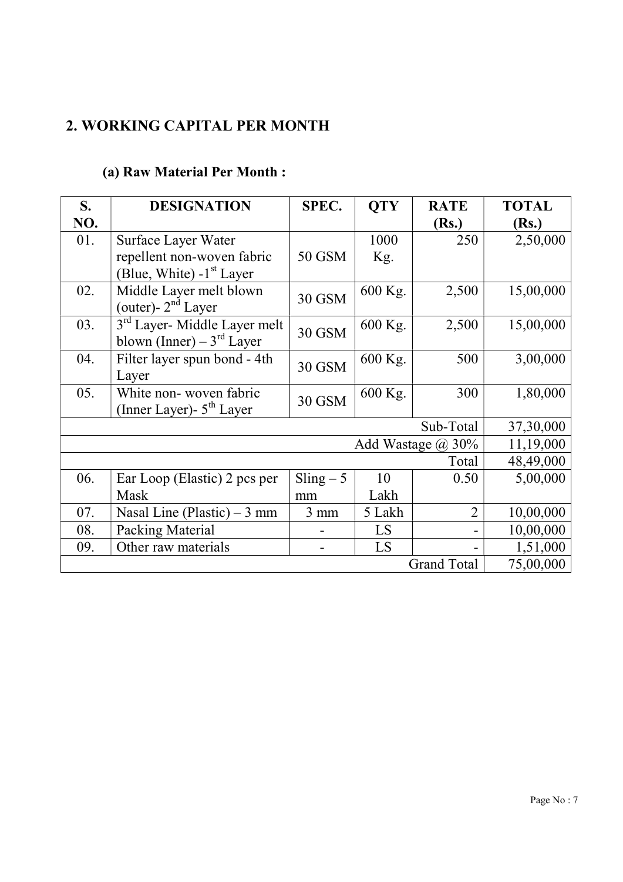## 2. WORKING CAPITAL PER MONTH

### (a) Raw Material Per Month :

| S. NO. | DESIGNATION | SPEC. | QTY | RATE (Rs.) | TOTAL (Rs.) |
|---|---|---|---|---|---|
| 01. | Surface Layer Water repellent non-woven fabric (Blue, White) -1st Layer | 50 GSM | 1000 Kg. | 250 | 2,50,000 |
| 02. | Middle Layer melt blown (outer)- 2nd Layer | 30 GSM | 600 Kg. | 2,500 | 15,00,000 |
| 03. | 3rd Layer- Middle Layer melt blown (Inner) – 3rd Layer | 30 GSM | 600 Kg. | 2,500 | 15,00,000 |
| 04. | Filter layer spun bond - 4th Layer | 30 GSM | 600 Kg. | 500 | 3,00,000 |
| 05. | White non- woven fabric (Inner Layer)- 5th Layer | 30 GSM | 600 Kg. | 300 | 1,80,000 |
| | | | | Sub-Total | 37,30,000 |
| | | | | Add Wastage @ 30% | 11,19,000 |
| | | | | Total | 48,49,000 |
| 06. | Ear Loop (Elastic) 2 pcs per Mask | Sling – 5 mm | 10 Lakh | 0.50 | 5,00,000 |
| 07. | Nasal Line (Plastic) – 3 mm | 3 mm | 5 Lakh | 2 | 10,00,000 |
| 08. | Packing Material | - | LS | - | 10,00,000 |
| 09. | Other raw materials | - | LS | - | 1,51,000 |
| | | | | Grand Total | 75,00,000 |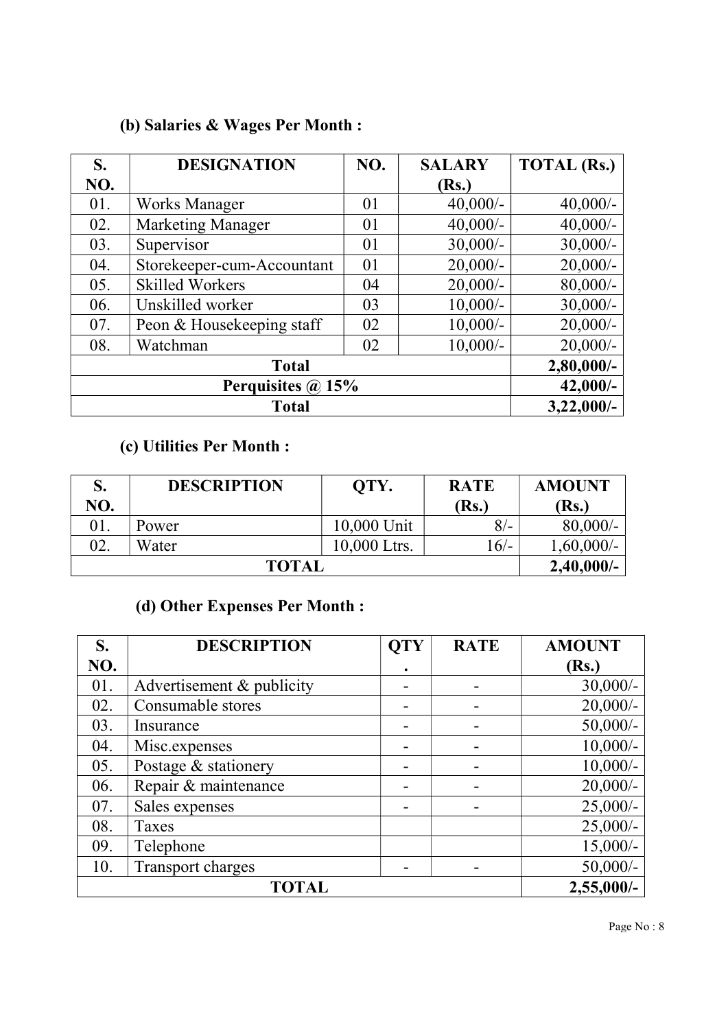### (b) Salaries & Wages Per Month :

| S. NO. | DESIGNATION | NO. | SALARY (Rs.) | TOTAL (Rs.) |
|---|---|---|---|---|
| 01. | Works Manager | 01 | 40,000/- | 40,000/- |
| 02. | Marketing Manager | 01 | 40,000/- | 40,000/- |
| 03. | Supervisor | 01 | 30,000/- | 30,000/- |
| 04. | Storekeeper-cum-Accountant | 01 | 20,000/- | 20,000/- |
| 05. | Skilled Workers | 04 | 20,000/- | 80,000/- |
| 06. | Unskilled worker | 03 | 10,000/- | 30,000/- |
| 07. | Peon & Housekeeping staff | 02 | 10,000/- | 20,000/- |
| 08. | Watchman | 02 | 10,000/- | 20,000/- |
| **Total** | | | | **2,80,000/-** |
| **Perquisites @ 15%** | | | | **42,000/-** |
| **Total** | | | | **3,22,000/-** |

### (c) Utilities Per Month :

| S. NO. | DESCRIPTION | QTY. | RATE (Rs.) | AMOUNT (Rs.) |
|---|---|---|---|---|
| 01. | Power | 10,000 Unit | 8/- | 80,000/- |
| 02. | Water | 10,000 Ltrs. | 16/- | 1,60,000/- |
| **TOTAL** | | | | **2,40,000/-** |

### (d) Other Expenses Per Month :

| S. NO. | DESCRIPTION | QTY. | RATE | AMOUNT (Rs.) |
|---|---|---|---|---|
| 01. | Advertisement & publicity | - | - | 30,000/- |
| 02. | Consumable stores | - | - | 20,000/- |
| 03. | Insurance | - | - | 50,000/- |
| 04. | Misc.expenses | - | - | 10,000/- |
| 05. | Postage & stationery | - | - | 10,000/- |
| 06. | Repair & maintenance | - | - | 20,000/- |
| 07. | Sales expenses | - | - | 25,000/- |
| 08. | Taxes | | | 25,000/- |
| 09. | Telephone | | | 15,000/- |
| 10. | Transport charges | - | - | 50,000/- |
| **TOTAL** | | | | **2,55,000/-** |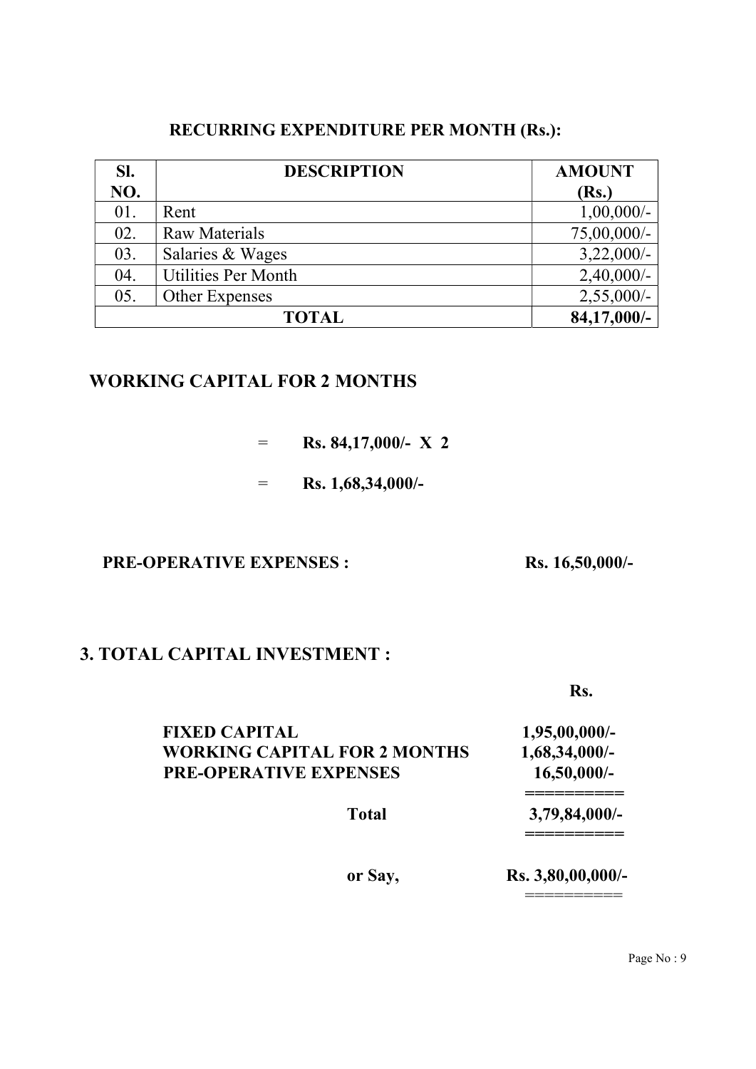## RECURRING EXPENDITURE PER MONTH (Rs.):

| Sl. NO. | DESCRIPTION | AMOUNT (Rs.) |
|---|---|---|
| 01. | Rent | 1,00,000/- |
| 02. | Raw Materials | 75,00,000/- |
| 03. | Salaries & Wages | 3,22,000/- |
| 04. | Utilities Per Month | 2,40,000/- |
| 05. | Other Expenses | 2,55,000/- |
| | **TOTAL** | **84,17,000/-** |

## WORKING CAPITAL FOR 2 MONTHS

= **Rs. 84,17,000/- X 2**

= **Rs. 1,68,34,000/-**

**PRE-OPERATIVE EXPENSES :** **Rs. 16,50,000/-**

## 3. TOTAL CAPITAL INVESTMENT :

| | Rs. |
|---|---|
| **FIXED CAPITAL** | **1,95,00,000/-** |
| **WORKING CAPITAL FOR 2 MONTHS** | **1,68,34,000/-** |
| **PRE-OPERATIVE EXPENSES** | **16,50,000/-** |
| **Total** | **3,79,84,000/-** |
| **or Say,** | **Rs. 3,80,00,000/-** |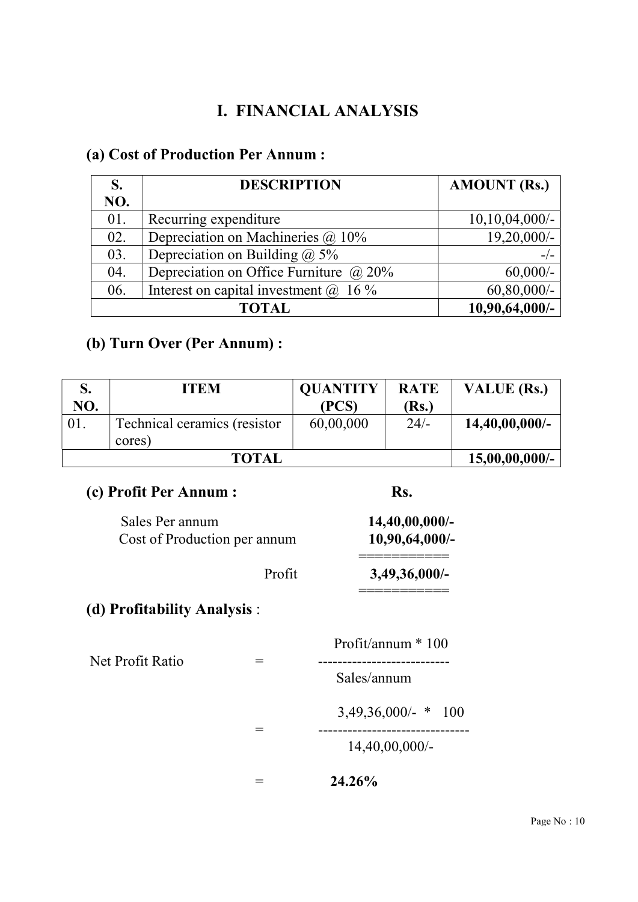## I. FINANCIAL ANALYSIS

### (a) Cost of Production Per Annum :

| S. NO. | DESCRIPTION | AMOUNT (Rs.) |
|---|---|---|
| 01. | Recurring expenditure | 10,10,04,000/- |
| 02. | Depreciation on Machineries @ 10% | 19,20,000/- |
| 03. | Depreciation on Building @ 5% | -/- |
| 04. | Depreciation on Office Furniture @ 20% | 60,000/- |
| 06. | Interest on capital investment @ 16 % | 60,80,000/- |
| | **TOTAL** | **10,90,64,000/-** |

### (b) Turn Over (Per Annum) :

| S. NO. | ITEM | QUANTITY (PCS) | RATE (Rs.) | VALUE (Rs.) |
|---|---|---|---|---|
| 01. | Technical ceramics (resistor cores) | 60,00,000 | 24/- | **14,40,00,000/-** |
| | **TOTAL** | | | **15,00,00,000/-** |

### (c) Profit Per Annum :

| | Rs. |
|---|---|
| Sales Per annum | **14,40,00,000/-** |
| Cost of Production per annum | **10,90,64,000/-** |
| Profit | **3,49,36,000/-** |

### (d) Profitability Analysis :

$$\text{Net Profit Ratio} = \frac{\text{Profit/annum} * 100}{\text{Sales/annum}}$$

$$= \frac{3{,}49{,}36{,}000/- * 100}{14{,}40{,}00{,}000/-}$$

$$= \mathbf{24.26\%}$$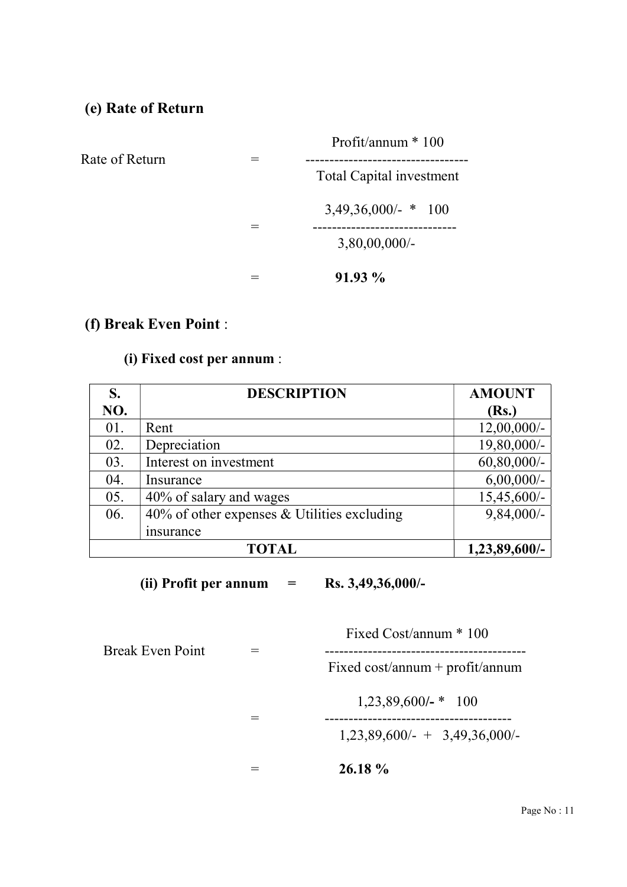## (e) Rate of Return

$$\text{Rate of Return} = \frac{\text{Profit/annum} * 100}{\text{Total Capital investment}}$$

$$= \frac{3,49,36,000/- \; * \; 100}{3,80,00,000/-}$$

$$= \textbf{91.93 \%}$$

## (f) Break Even Point :

### (i) Fixed cost per annum :

| S. NO. | DESCRIPTION | AMOUNT (Rs.) |
|---|---|---|
| 01. | Rent | 12,00,000/- |
| 02. | Depreciation | 19,80,000/- |
| 03. | Interest on investment | 60,80,000/- |
| 04. | Insurance | 6,00,000/- |
| 05. | 40% of salary and wages | 15,45,600/- |
| 06. | 40% of other expenses & Utilities excluding insurance | 9,84,000/- |
| | **TOTAL** | **1,23,89,600/-** |

### (ii) Profit per annum = Rs. 3,49,36,000/-

$$\text{Break Even Point} = \frac{\text{Fixed Cost/annum} * 100}{\text{Fixed cost/annum} + \text{profit/annum}}$$

$$= \frac{1,23,89,600/- \; * \; 100}{1,23,89,600/- \; + \; 3,49,36,000/-}$$

$$= \textbf{26.18 \%}$$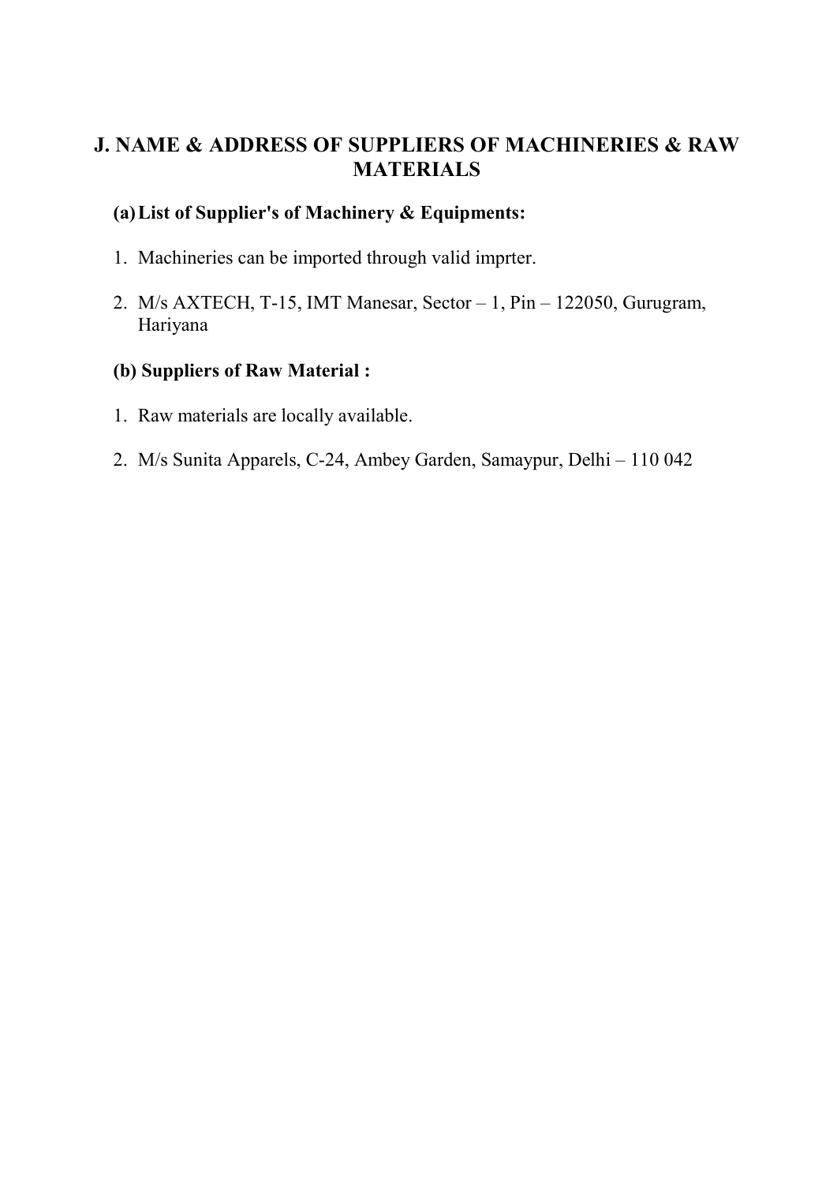## J. NAME & ADDRESS OF SUPPLIERS OF MACHINERIES & RAW MATERIALS

### (a) List of Supplier's of Machinery & Equipments:

1. Machineries can be imported through valid imprter.
2. M/s AXTECH, T-15, IMT Manesar, Sector – 1, Pin – 122050, Gurugram, Hariyana

### (b) Suppliers of Raw Material :

1. Raw materials are locally available.
2. M/s Sunita Apparels, C-24, Ambey Garden, Samaypur, Delhi – 110 042